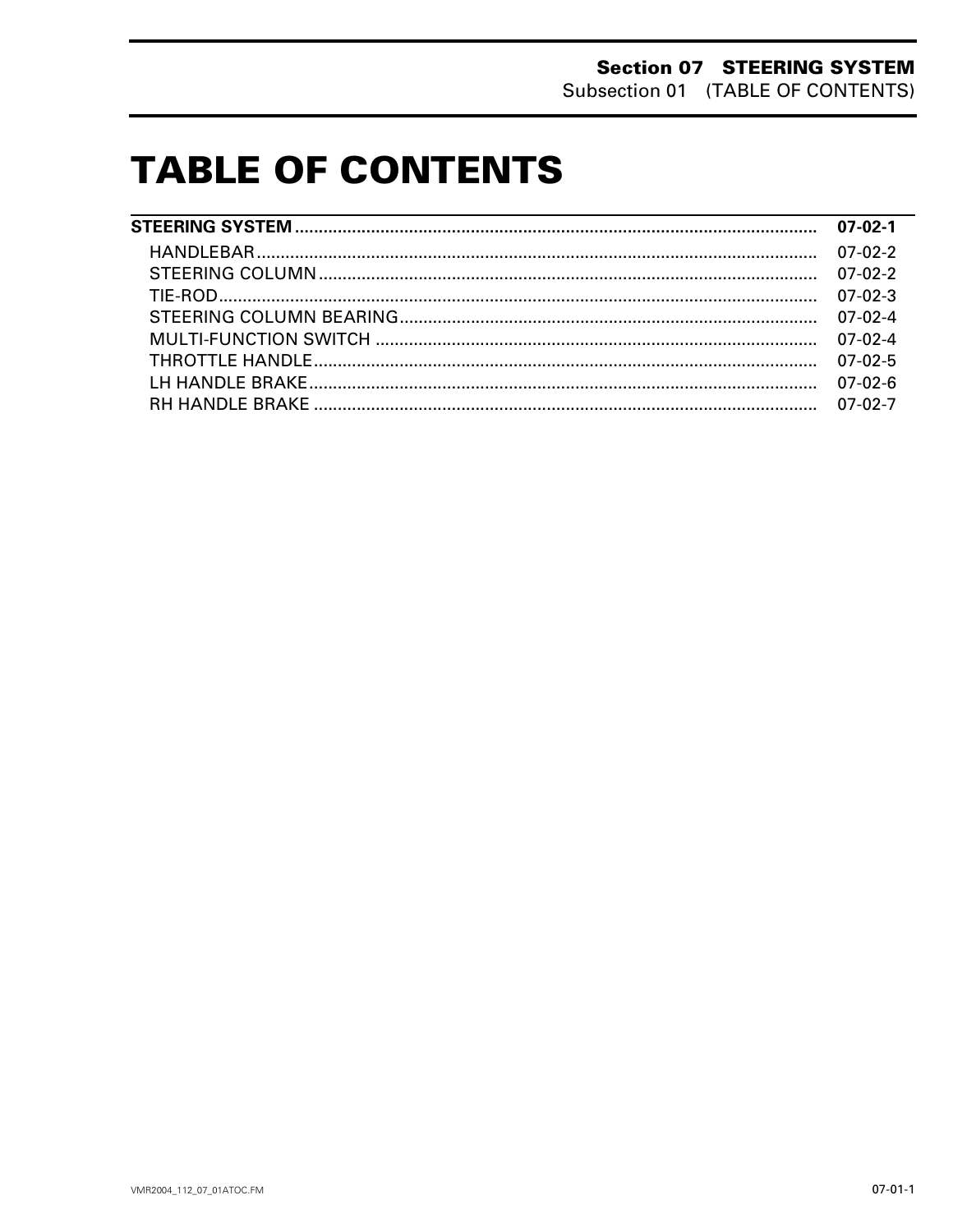# TABLE OF CONTENTS

| | |
|---|---|
| **STEERING SYSTEM** | **07-02-1** |
| HANDLEBAR | 07-02-2 |
| STEERING COLUMN | 07-02-2 |
| TIE-ROD | 07-02-3 |
| STEERING COLUMN BEARING | 07-02-4 |
| MULTI-FUNCTION SWITCH | 07-02-4 |
| THROTTLE HANDLE | 07-02-5 |
| LH HANDLE BRAKE | 07-02-6 |
| RH HANDLE BRAKE | 07-02-7 |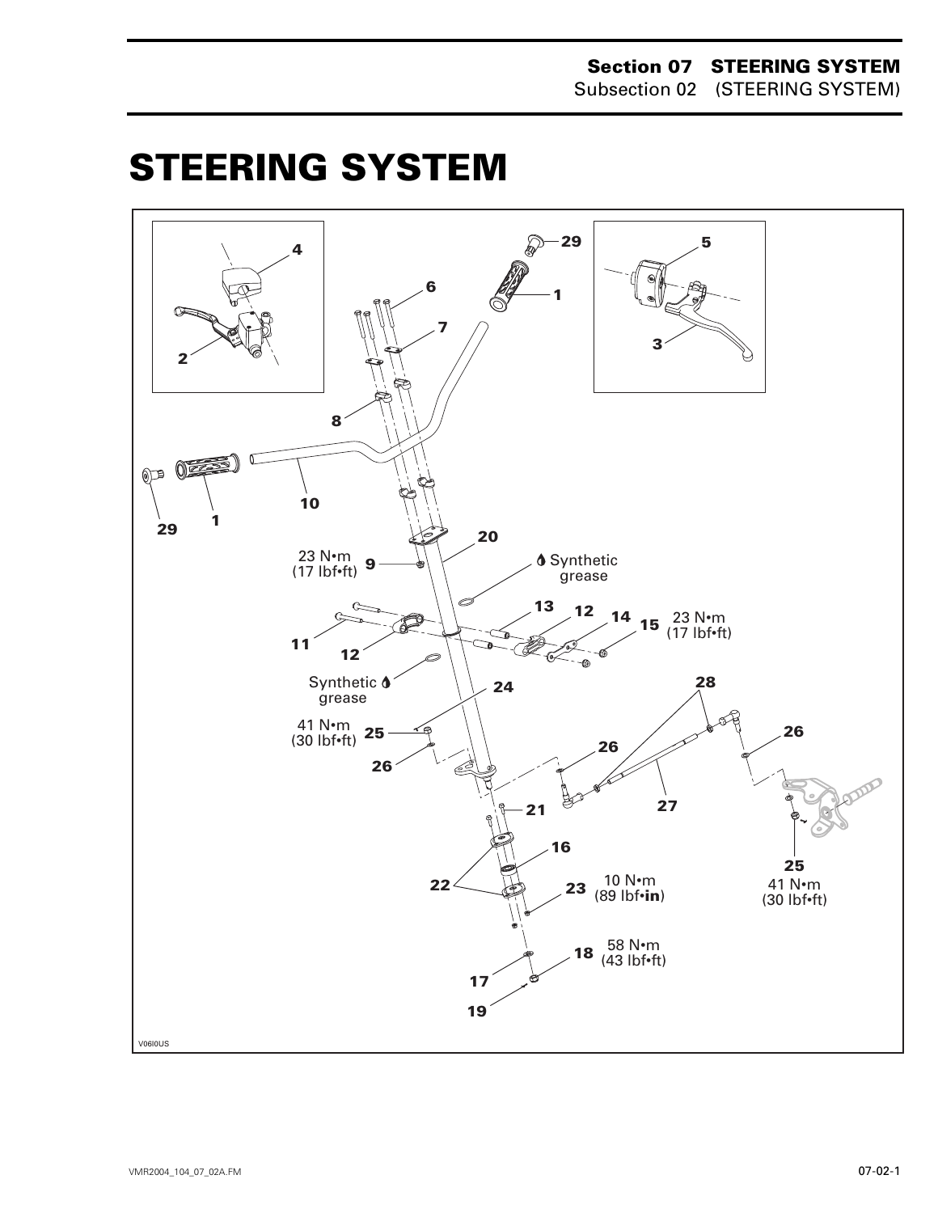# STEERING SYSTEM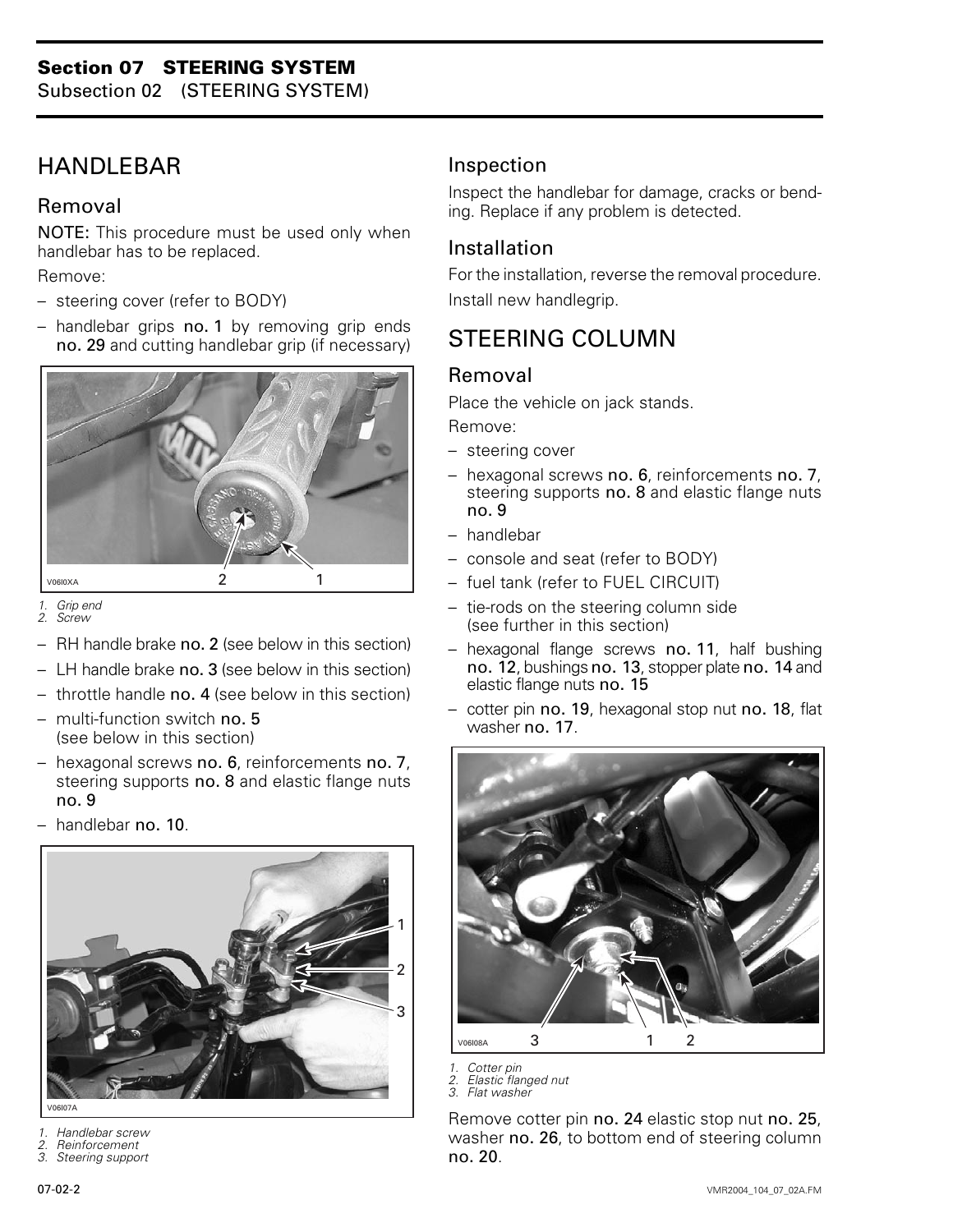## HANDLEBAR

### Removal

NOTE: This procedure must be used only when handlebar has to be replaced.

Remove:

- steering cover (refer to BODY)
- handlebar grips **no. 1** by removing grip ends **no. 29** and cutting handlebar grip (if necessary)

V06I0XA

1. Grip end
2. Screw

- RH handle brake **no. 2** (see below in this section)
- LH handle brake **no. 3** (see below in this section)
- throttle handle **no. 4** (see below in this section)
- multi-function switch **no. 5** (see below in this section)
- hexagonal screws **no. 6**, reinforcements **no. 7**, steering supports **no. 8** and elastic flange nuts **no. 9**
- handlebar **no. 10**.

V06I07A

1. Handlebar screw
2. Reinforcement
3. Steering support

### Inspection

Inspect the handlebar for damage, cracks or bending. Replace if any problem is detected.

### Installation

For the installation, reverse the removal procedure.

Install new handlegrip.

## STEERING COLUMN

### Removal

Place the vehicle on jack stands.

Remove:

- steering cover
- hexagonal screws **no. 6**, reinforcements **no. 7**, steering supports **no. 8** and elastic flange nuts **no. 9**
- handlebar
- console and seat (refer to BODY)
- fuel tank (refer to FUEL CIRCUIT)
- tie-rods on the steering column side (see further in this section)
- hexagonal flange screws **no. 11**, half bushing **no. 12**, bushings **no. 13**, stopper plate **no. 14** and elastic flange nuts **no. 15**
- cotter pin **no. 19**, hexagonal stop nut **no. 18**, flat washer **no. 17**.

V06I08A

1. Cotter pin
2. Elastic flanged nut
3. Flat washer

Remove cotter pin **no. 24** elastic stop nut **no. 25**, washer **no. 26**, to bottom end of steering column **no. 20**.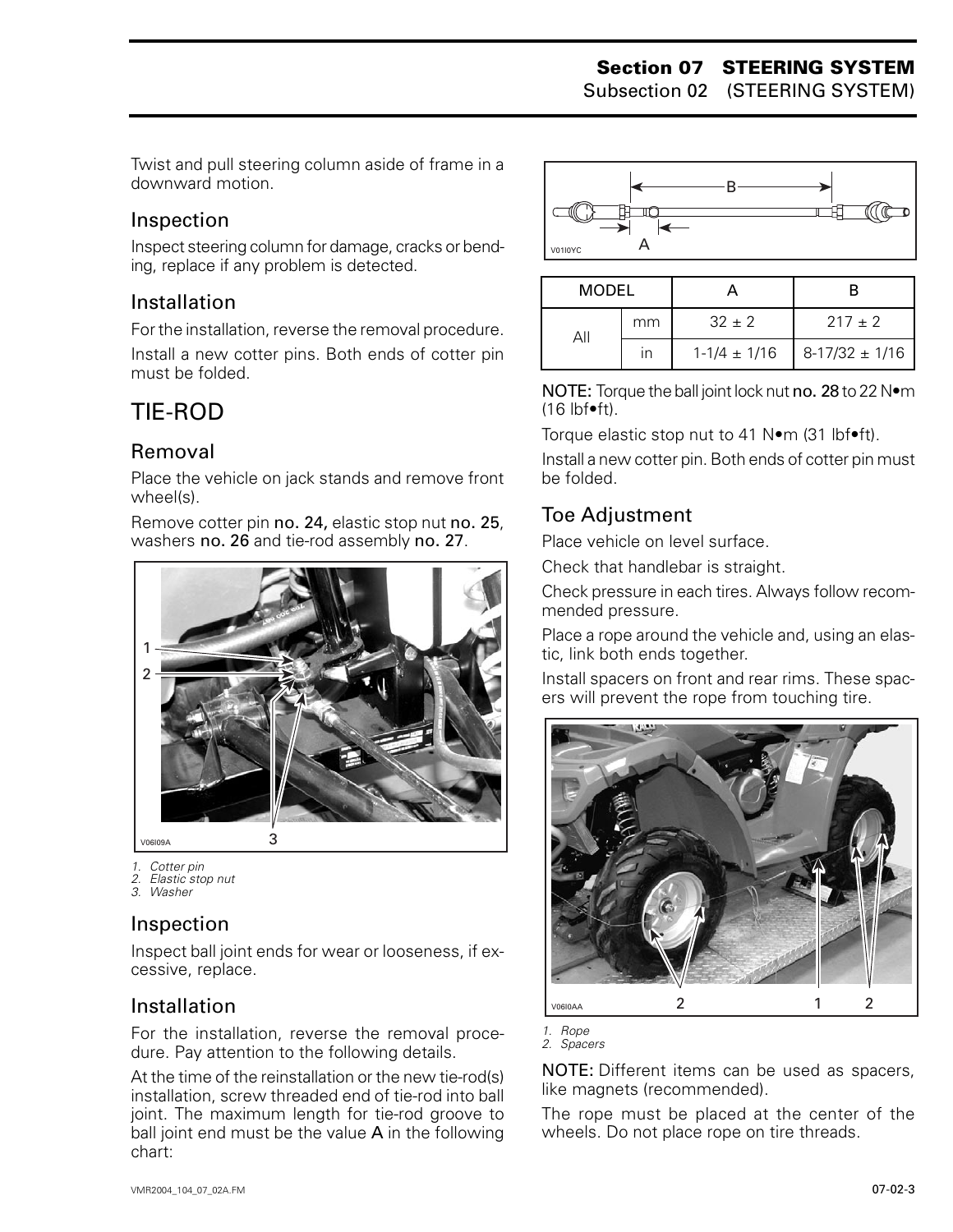Twist and pull steering column aside of frame in a downward motion.

### Inspection

Inspect steering column for damage, cracks or bending, replace if any problem is detected.

### Installation

For the installation, reverse the removal procedure.

Install a new cotter pins. Both ends of cotter pin must be folded.

## TIE-ROD

### Removal

Place the vehicle on jack stands and remove front wheel(s).

Remove cotter pin **no. 24,** elastic stop nut **no. 25**, washers **no. 26** and tie-rod assembly **no. 27**.

*1. Cotter pin*
*2. Elastic stop nut*
*3. Washer*

### Inspection

Inspect ball joint ends for wear or looseness, if excessive, replace.

### Installation

For the installation, reverse the removal procedure. Pay attention to the following details.

At the time of the reinstallation or the new tie-rod(s) installation, screw threaded end of tie-rod into ball joint. The maximum length for tie-rod groove to ball joint end must be the value **A** in the following chart:

| MODEL | | A | B |
|---|---|---|---|
| All | mm | 32 ± 2 | 217 ± 2 |
| | in | 1-1/4 ± 1/16 | 8-17/32 ± 1/16 |

**NOTE:** Torque the ball joint lock nut **no. 28** to 22 N•m (16 lbf•ft).

Torque elastic stop nut to 41 N•m (31 lbf•ft).

Install a new cotter pin. Both ends of cotter pin must be folded.

### Toe Adjustment

Place vehicle on level surface.

Check that handlebar is straight.

Check pressure in each tires. Always follow recommended pressure.

Place a rope around the vehicle and, using an elastic, link both ends together.

Install spacers on front and rear rims. These spacers will prevent the rope from touching tire.

*1. Rope*
*2. Spacers*

**NOTE:** Different items can be used as spacers, like magnets (recommended).

The rope must be placed at the center of the wheels. Do not place rope on tire threads.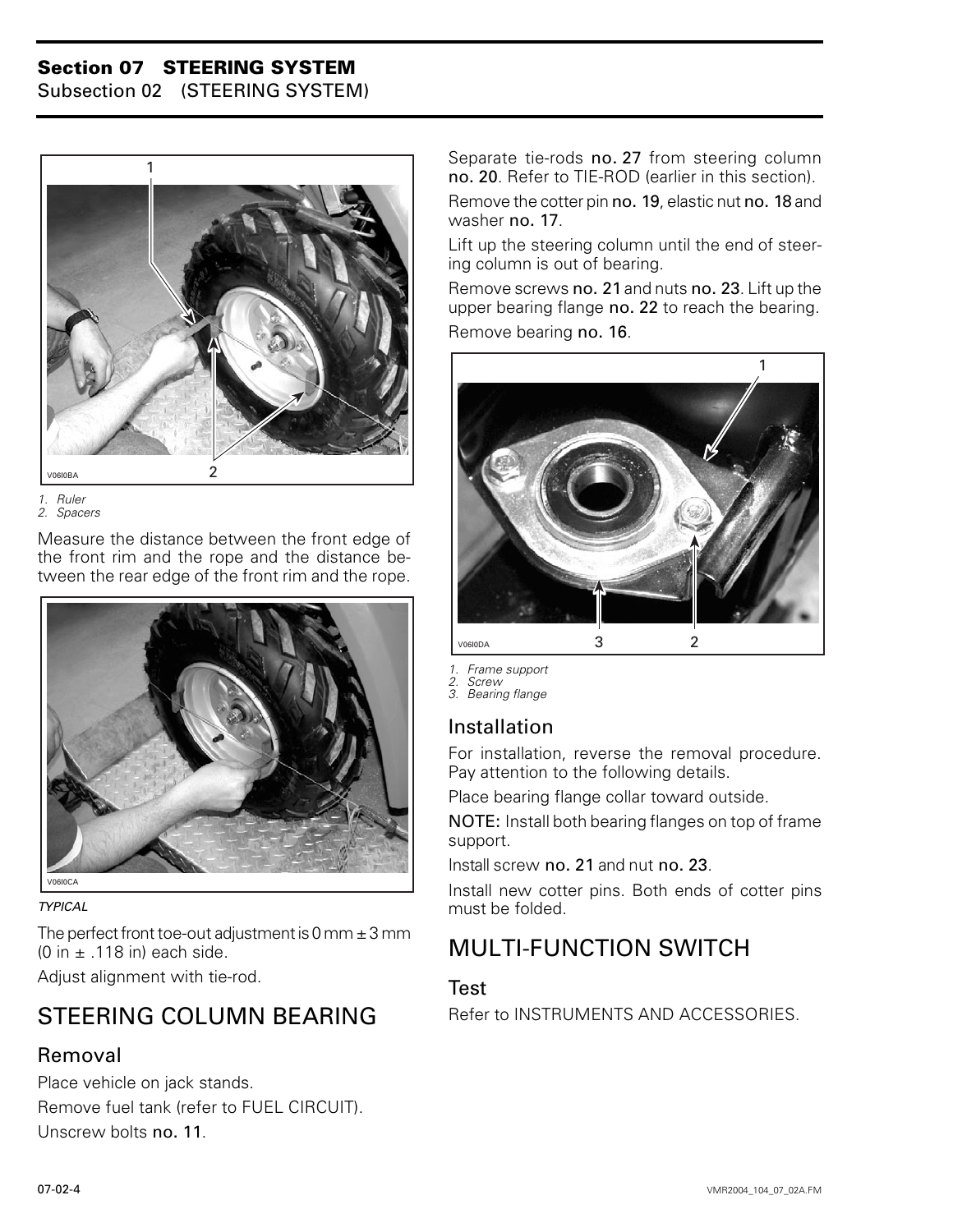1. Ruler
2. Spacers

Measure the distance between the front edge of the front rim and the rope and the distance between the rear edge of the front rim and the rope.

TYPICAL

The perfect front toe-out adjustment is 0 mm ± 3 mm (0 in ± .118 in) each side.

Adjust alignment with tie-rod.

## STEERING COLUMN BEARING

### Removal

Place vehicle on jack stands.

Remove fuel tank (refer to FUEL CIRCUIT).

Unscrew bolts **no. 11**.

Separate tie-rods **no. 27** from steering column **no. 20**. Refer to TIE-ROD (earlier in this section).

Remove the cotter pin **no. 19**, elastic nut **no. 18** and washer **no. 17**.

Lift up the steering column until the end of steering column is out of bearing.

Remove screws **no. 21** and nuts **no. 23**. Lift up the upper bearing flange **no. 22** to reach the bearing.

Remove bearing **no. 16**.

1. Frame support
2. Screw
3. Bearing flange

### Installation

For installation, reverse the removal procedure. Pay attention to the following details.

Place bearing flange collar toward outside.

**NOTE:** Install both bearing flanges on top of frame support.

Install screw **no. 21** and nut **no. 23**.

Install new cotter pins. Both ends of cotter pins must be folded.

## MULTI-FUNCTION SWITCH

### Test

Refer to INSTRUMENTS AND ACCESSORIES.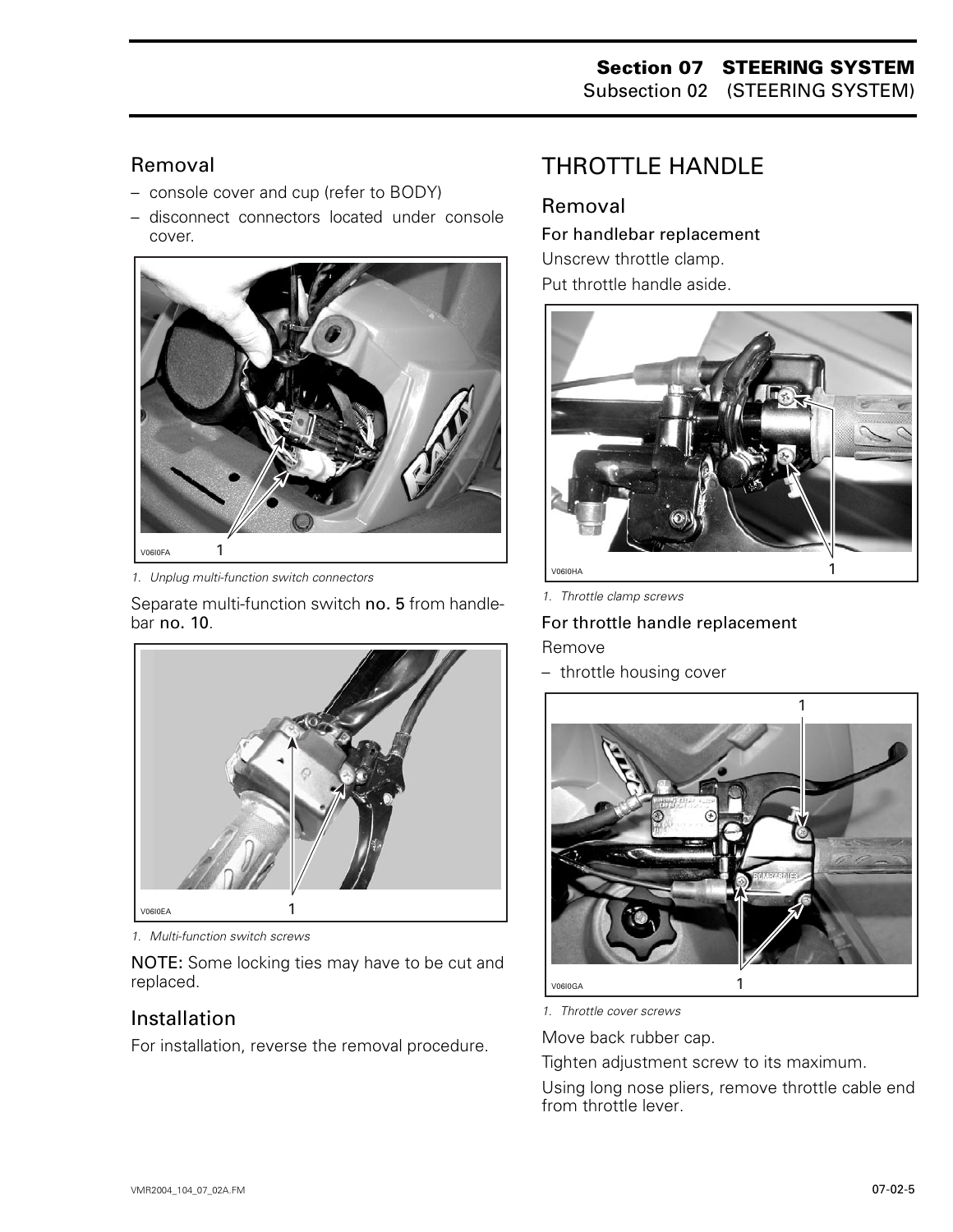## Removal

– console cover and cup (refer to BODY)
– disconnect connectors located under console cover.

1. Unplug multi-function switch connectors

Separate multi-function switch **no. 5** from handlebar **no. 10**.

1. Multi-function switch screws

**NOTE:** Some locking ties may have to be cut and replaced.

## Installation

For installation, reverse the removal procedure.

# THROTTLE HANDLE

## Removal

### For handlebar replacement

Unscrew throttle clamp.

Put throttle handle aside.

1. Throttle clamp screws

### For throttle handle replacement

Remove

– throttle housing cover

1. Throttle cover screws

Move back rubber cap.

Tighten adjustment screw to its maximum.

Using long nose pliers, remove throttle cable end from throttle lever.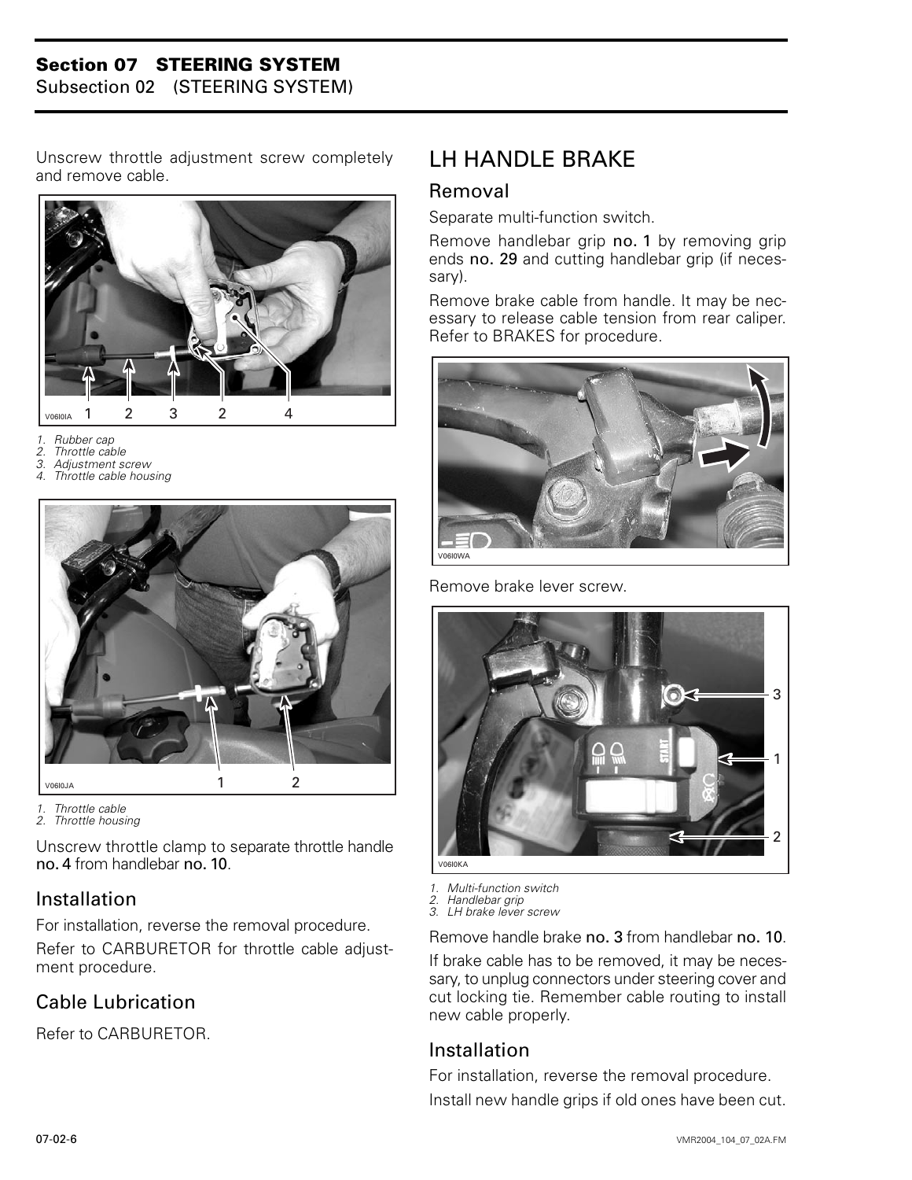Unscrew throttle adjustment screw completely and remove cable.

V06I0IA

1. Rubber cap
2. Throttle cable
3. Adjustment screw
4. Throttle cable housing

V06I0JA

1. Throttle cable
2. Throttle housing

Unscrew throttle clamp to separate throttle handle **no. 4** from handlebar **no. 10**.

### Installation

For installation, reverse the removal procedure.

Refer to CARBURETOR for throttle cable adjustment procedure.

### Cable Lubrication

Refer to CARBURETOR.

## LH HANDLE BRAKE

### Removal

Separate multi-function switch.

Remove handlebar grip **no. 1** by removing grip ends **no. 29** and cutting handlebar grip (if necessary).

Remove brake cable from handle. It may be necessary to release cable tension from rear caliper. Refer to BRAKES for procedure.

V06I0WA

Remove brake lever screw.

V06I0KA

1. Multi-function switch
2. Handlebar grip
3. LH brake lever screw

Remove handle brake **no. 3** from handlebar **no. 10**.

If brake cable has to be removed, it may be necessary, to unplug connectors under steering cover and cut locking tie. Remember cable routing to install new cable properly.

### Installation

For installation, reverse the removal procedure.

Install new handle grips if old ones have been cut.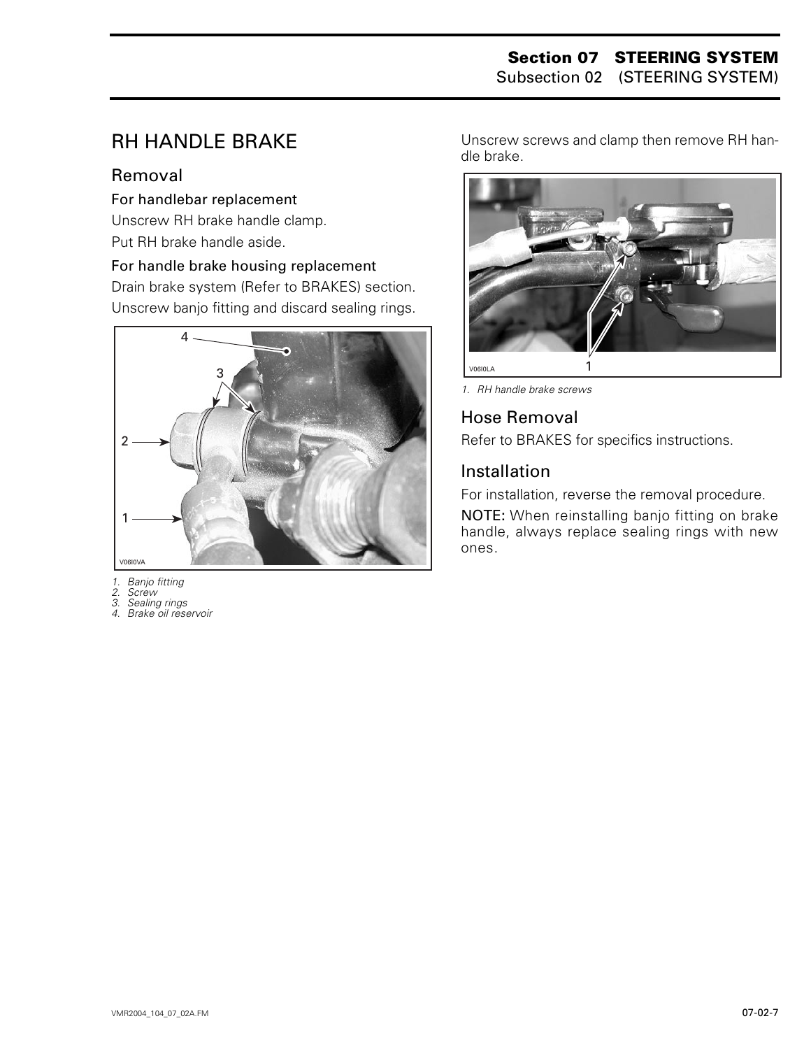## RH HANDLE BRAKE

### Removal

#### For handlebar replacement

Unscrew RH brake handle clamp.

Put RH brake handle aside.

#### For handle brake housing replacement

Drain brake system (Refer to BRAKES) section.

Unscrew banjo fitting and discard sealing rings.

V06I0VA

1. Banjo fitting
2. Screw
3. Sealing rings
4. Brake oil reservoir

Unscrew screws and clamp then remove RH handle brake.

V06I0LA

1. RH handle brake screws

### Hose Removal

Refer to BRAKES for specifics instructions.

### Installation

For installation, reverse the removal procedure.

**NOTE:** When reinstalling banjo fitting on brake handle, always replace sealing rings with new ones.